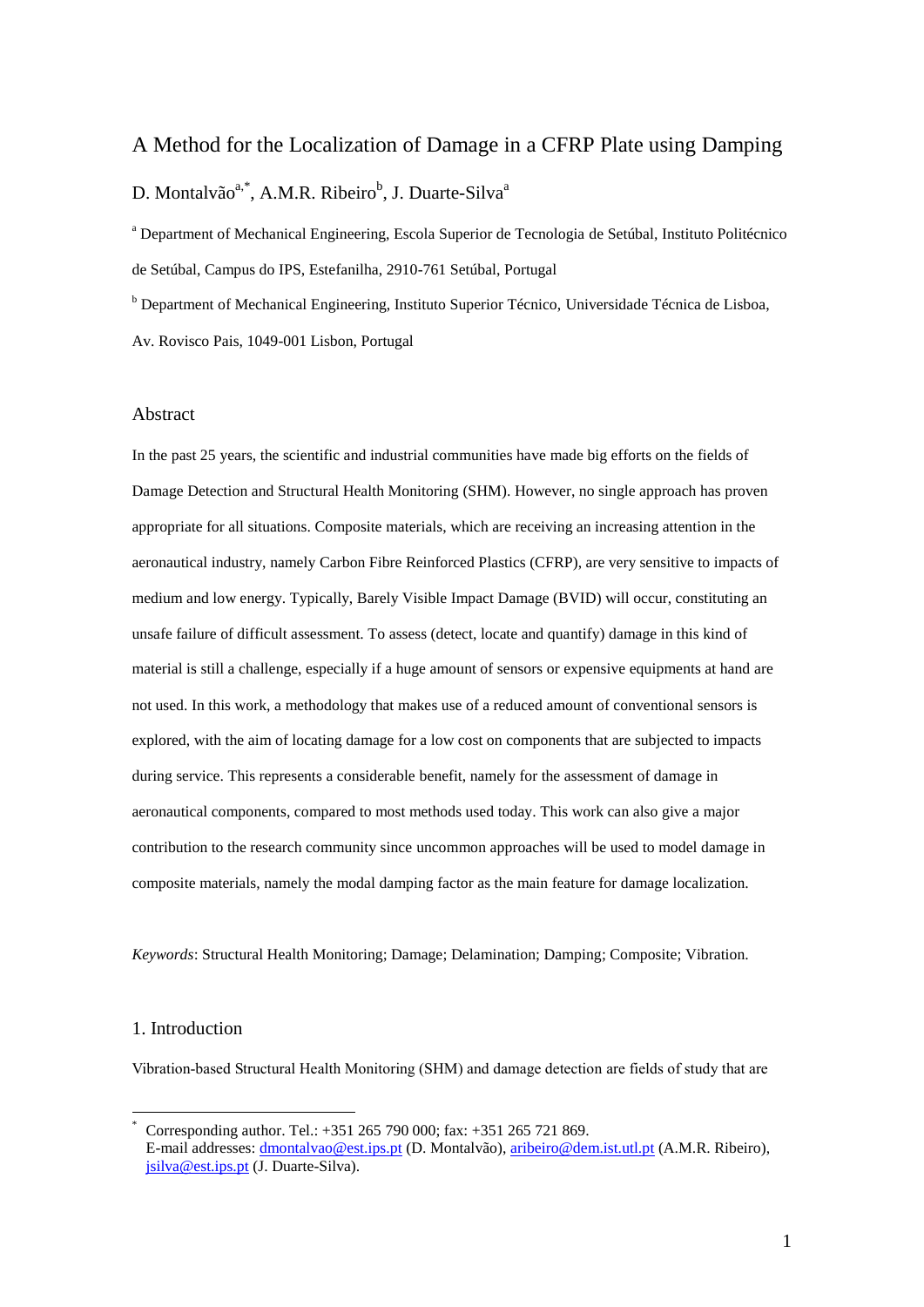# A Method for the Localization of Damage in a CFRP Plate using Damping

D. Montalvão[a,*], A.M.R. Ribeiro[b], J. Duarte-Silva[a]

[a] Department of Mechanical Engineering, Escola Superior de Tecnologia de Setúbal, Instituto Politécnico de Setúbal, Campus do IPS, Estefanilha, 2910-761 Setúbal, Portugal

[b] Department of Mechanical Engineering, Instituto Superior Técnico, Universidade Técnica de Lisboa, Av. Rovisco Pais, 1049-001 Lisbon, Portugal

## Abstract

In the past 25 years, the scientific and industrial communities have made big efforts on the fields of Damage Detection and Structural Health Monitoring (SHM). However, no single approach has proven appropriate for all situations. Composite materials, which are receiving an increasing attention in the aeronautical industry, namely Carbon Fibre Reinforced Plastics (CFRP), are very sensitive to impacts of medium and low energy. Typically, Barely Visible Impact Damage (BVID) will occur, constituting an unsafe failure of difficult assessment. To assess (detect, locate and quantify) damage in this kind of material is still a challenge, especially if a huge amount of sensors or expensive equipments at hand are not used. In this work, a methodology that makes use of a reduced amount of conventional sensors is explored, with the aim of locating damage for a low cost on components that are subjected to impacts during service. This represents a considerable benefit, namely for the assessment of damage in aeronautical components, compared to most methods used today. This work can also give a major contribution to the research community since uncommon approaches will be used to model damage in composite materials, namely the modal damping factor as the main feature for damage localization.

*Keywords*: Structural Health Monitoring; Damage; Delamination; Damping; Composite; Vibration.

## 1. Introduction

Vibration-based Structural Health Monitoring (SHM) and damage detection are fields of study that are

---

[*] Corresponding author. Tel.: +351 265 790 000; fax: +351 265 721 869.
E-mail addresses: dmontalvao@est.ips.pt (D. Montalvão), aribeiro@dem.ist.utl.pt (A.M.R. Ribeiro), jsilva@est.ips.pt (J. Duarte-Silva).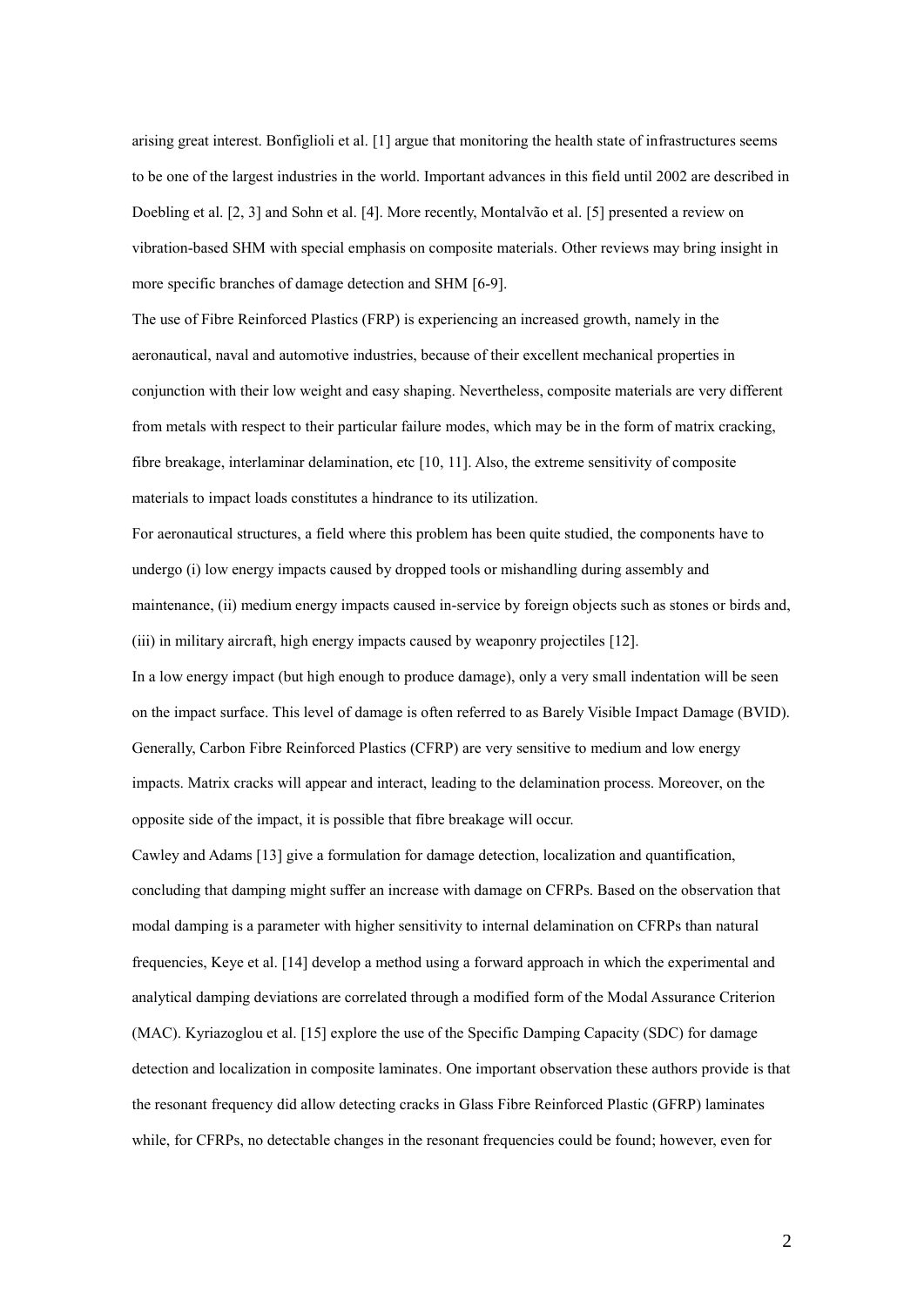arising great interest. Bonfiglioli et al. [1] argue that monitoring the health state of infrastructures seems to be one of the largest industries in the world. Important advances in this field until 2002 are described in Doebling et al. [2, 3] and Sohn et al. [4]. More recently, Montalvão et al. [5] presented a review on vibration-based SHM with special emphasis on composite materials. Other reviews may bring insight in more specific branches of damage detection and SHM [6-9].

The use of Fibre Reinforced Plastics (FRP) is experiencing an increased growth, namely in the aeronautical, naval and automotive industries, because of their excellent mechanical properties in conjunction with their low weight and easy shaping. Nevertheless, composite materials are very different from metals with respect to their particular failure modes, which may be in the form of matrix cracking, fibre breakage, interlaminar delamination, etc [10, 11]. Also, the extreme sensitivity of composite materials to impact loads constitutes a hindrance to its utilization.

For aeronautical structures, a field where this problem has been quite studied, the components have to undergo (i) low energy impacts caused by dropped tools or mishandling during assembly and maintenance, (ii) medium energy impacts caused in-service by foreign objects such as stones or birds and, (iii) in military aircraft, high energy impacts caused by weaponry projectiles [12].

In a low energy impact (but high enough to produce damage), only a very small indentation will be seen on the impact surface. This level of damage is often referred to as Barely Visible Impact Damage (BVID). Generally, Carbon Fibre Reinforced Plastics (CFRP) are very sensitive to medium and low energy impacts. Matrix cracks will appear and interact, leading to the delamination process. Moreover, on the opposite side of the impact, it is possible that fibre breakage will occur.

Cawley and Adams [13] give a formulation for damage detection, localization and quantification, concluding that damping might suffer an increase with damage on CFRPs. Based on the observation that modal damping is a parameter with higher sensitivity to internal delamination on CFRPs than natural frequencies, Keye et al. [14] develop a method using a forward approach in which the experimental and analytical damping deviations are correlated through a modified form of the Modal Assurance Criterion (MAC). Kyriazoglou et al. [15] explore the use of the Specific Damping Capacity (SDC) for damage detection and localization in composite laminates. One important observation these authors provide is that the resonant frequency did allow detecting cracks in Glass Fibre Reinforced Plastic (GFRP) laminates while, for CFRPs, no detectable changes in the resonant frequencies could be found; however, even for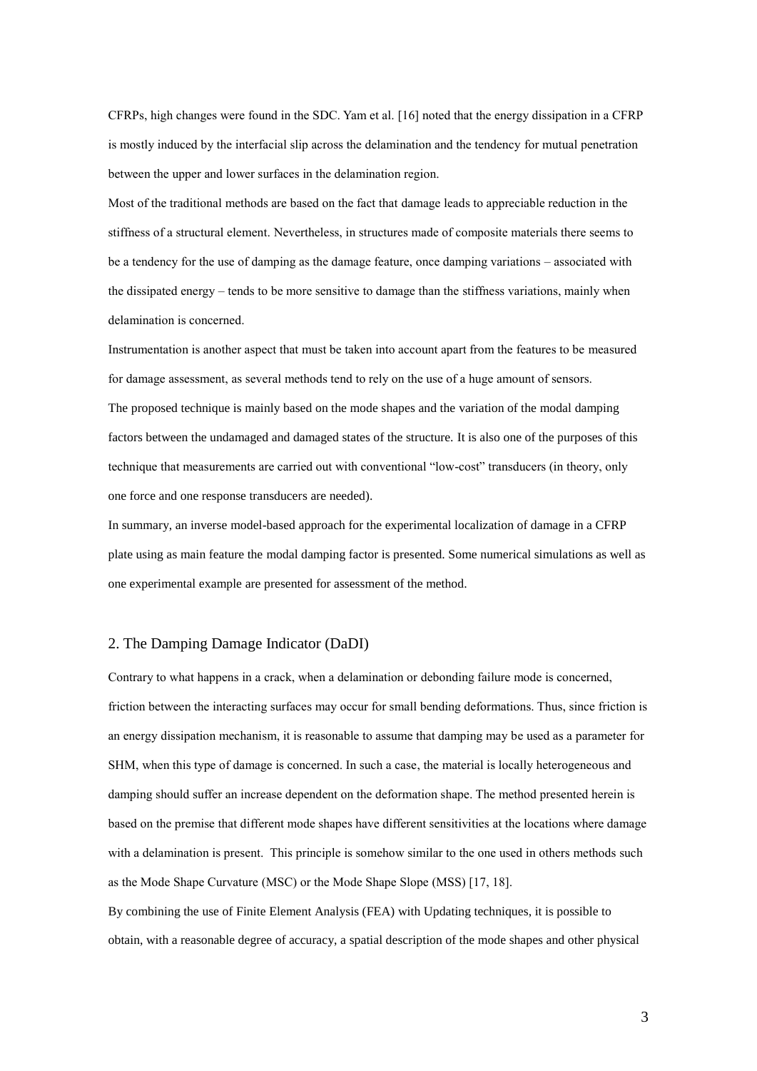CFRPs, high changes were found in the SDC. Yam et al. [16] noted that the energy dissipation in a CFRP is mostly induced by the interfacial slip across the delamination and the tendency for mutual penetration between the upper and lower surfaces in the delamination region.

Most of the traditional methods are based on the fact that damage leads to appreciable reduction in the stiffness of a structural element. Nevertheless, in structures made of composite materials there seems to be a tendency for the use of damping as the damage feature, once damping variations – associated with the dissipated energy – tends to be more sensitive to damage than the stiffness variations, mainly when delamination is concerned.

Instrumentation is another aspect that must be taken into account apart from the features to be measured for damage assessment, as several methods tend to rely on the use of a huge amount of sensors.

The proposed technique is mainly based on the mode shapes and the variation of the modal damping factors between the undamaged and damaged states of the structure. It is also one of the purposes of this technique that measurements are carried out with conventional "low-cost" transducers (in theory, only one force and one response transducers are needed).

In summary, an inverse model-based approach for the experimental localization of damage in a CFRP plate using as main feature the modal damping factor is presented. Some numerical simulations as well as one experimental example are presented for assessment of the method.

## 2. The Damping Damage Indicator (DaDI)

Contrary to what happens in a crack, when a delamination or debonding failure mode is concerned, friction between the interacting surfaces may occur for small bending deformations. Thus, since friction is an energy dissipation mechanism, it is reasonable to assume that damping may be used as a parameter for SHM, when this type of damage is concerned. In such a case, the material is locally heterogeneous and damping should suffer an increase dependent on the deformation shape. The method presented herein is based on the premise that different mode shapes have different sensitivities at the locations where damage with a delamination is present. This principle is somehow similar to the one used in others methods such as the Mode Shape Curvature (MSC) or the Mode Shape Slope (MSS) [17, 18].

By combining the use of Finite Element Analysis (FEA) with Updating techniques, it is possible to obtain, with a reasonable degree of accuracy, a spatial description of the mode shapes and other physical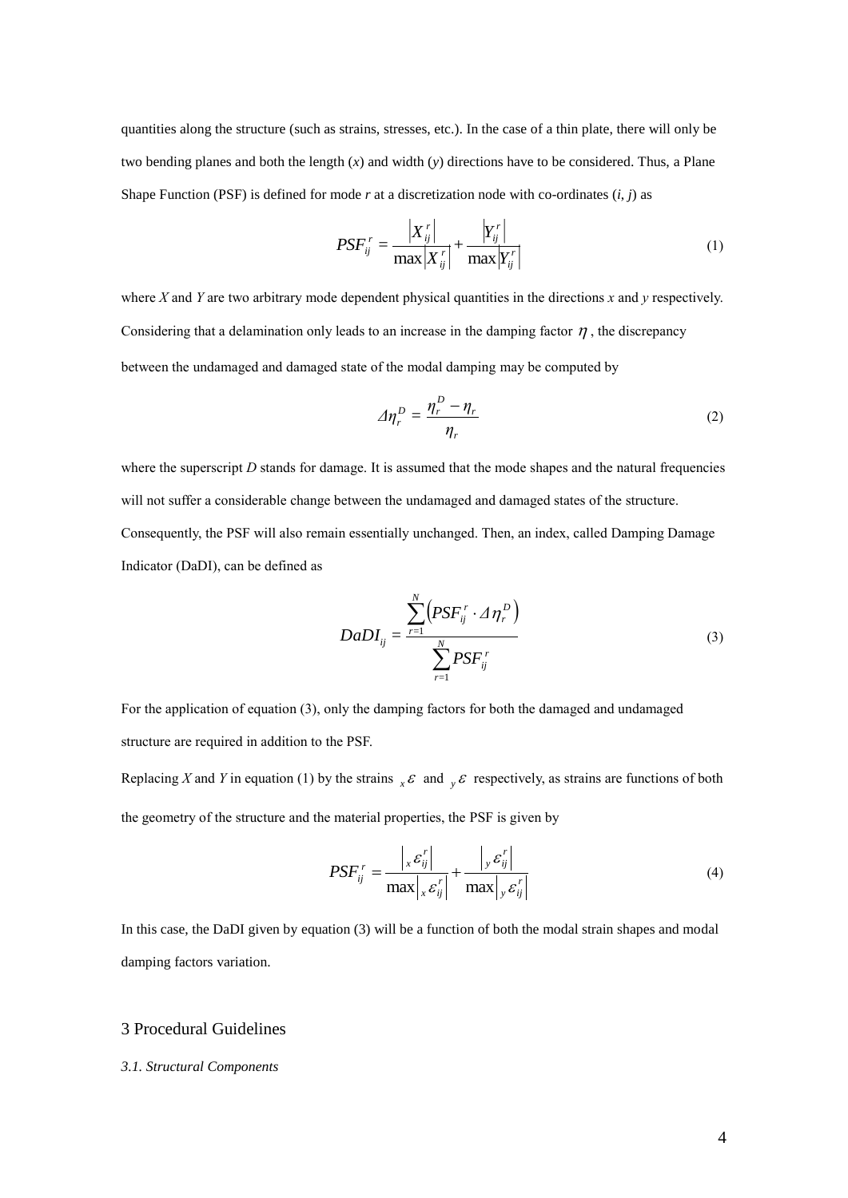quantities along the structure (such as strains, stresses, etc.). In the case of a thin plate, there will only be two bending planes and both the length ($x$) and width ($y$) directions have to be considered. Thus, a Plane Shape Function (PSF) is defined for mode $r$ at a discretization node with co-ordinates ($i$, $j$) as

$$PSF_{ij}^{r} = \frac{\left|X_{ij}^{r}\right|}{\max\left|X_{ij}^{r}\right|} + \frac{\left|Y_{ij}^{r}\right|}{\max\left|Y_{ij}^{r}\right|} \tag{1}$$

where $X$ and $Y$ are two arbitrary mode dependent physical quantities in the directions $x$ and $y$ respectively. Considering that a delamination only leads to an increase in the damping factor $\eta$, the discrepancy between the undamaged and damaged state of the modal damping may be computed by

$$\Delta\eta_{r}^{D} = \frac{\eta_{r}^{D} - \eta_{r}}{\eta_{r}} \tag{2}$$

where the superscript $D$ stands for damage. It is assumed that the mode shapes and the natural frequencies will not suffer a considerable change between the undamaged and damaged states of the structure. Consequently, the PSF will also remain essentially unchanged. Then, an index, called Damping Damage Indicator (DaDI), can be defined as

$$DaDI_{ij} = \frac{\sum_{r=1}^{N}\left(PSF_{ij}^{r} \cdot \Delta\eta_{r}^{D}\right)}{\sum_{r=1}^{N} PSF_{ij}^{r}} \tag{3}$$

For the application of equation (3), only the damping factors for both the damaged and undamaged structure are required in addition to the PSF.

Replacing $X$ and $Y$ in equation (1) by the strains ${}_{x}\varepsilon$ and ${}_{y}\varepsilon$ respectively, as strains are functions of both the geometry of the structure and the material properties, the PSF is given by

$$PSF_{ij}^{r} = \frac{\left|{}_{x}\varepsilon_{ij}^{r}\right|}{\max\left|{}_{x}\varepsilon_{ij}^{r}\right|} + \frac{\left|{}_{y}\varepsilon_{ij}^{r}\right|}{\max\left|{}_{y}\varepsilon_{ij}^{r}\right|} \tag{4}$$

In this case, the DaDI given by equation (3) will be a function of both the modal strain shapes and modal damping factors variation.

## 3 Procedural Guidelines

### *3.1. Structural Components*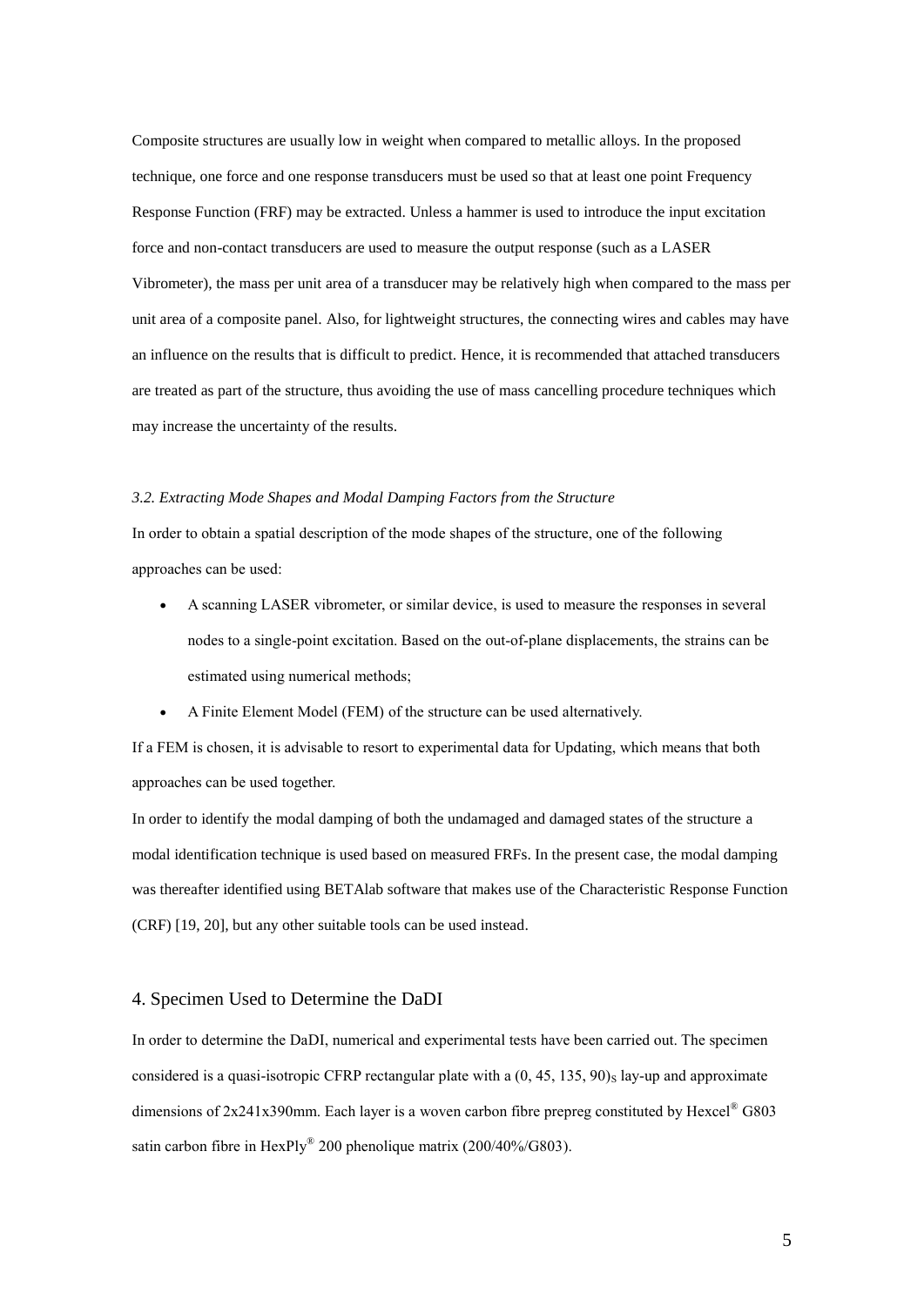Composite structures are usually low in weight when compared to metallic alloys. In the proposed technique, one force and one response transducers must be used so that at least one point Frequency Response Function (FRF) may be extracted. Unless a hammer is used to introduce the input excitation force and non-contact transducers are used to measure the output response (such as a LASER Vibrometer), the mass per unit area of a transducer may be relatively high when compared to the mass per unit area of a composite panel. Also, for lightweight structures, the connecting wires and cables may have an influence on the results that is difficult to predict. Hence, it is recommended that attached transducers are treated as part of the structure, thus avoiding the use of mass cancelling procedure techniques which may increase the uncertainty of the results.

### *3.2. Extracting Mode Shapes and Modal Damping Factors from the Structure*

In order to obtain a spatial description of the mode shapes of the structure, one of the following approaches can be used:

- A scanning LASER vibrometer, or similar device, is used to measure the responses in several nodes to a single-point excitation. Based on the out-of-plane displacements, the strains can be estimated using numerical methods;
- A Finite Element Model (FEM) of the structure can be used alternatively.

If a FEM is chosen, it is advisable to resort to experimental data for Updating, which means that both approaches can be used together.

In order to identify the modal damping of both the undamaged and damaged states of the structure a modal identification technique is used based on measured FRFs. In the present case, the modal damping was thereafter identified using BETAlab software that makes use of the Characteristic Response Function (CRF) [19, 20], but any other suitable tools can be used instead.

## 4. Specimen Used to Determine the DaDI

In order to determine the DaDI, numerical and experimental tests have been carried out. The specimen considered is a quasi-isotropic CFRP rectangular plate with a $(0, 45, 135, 90)_S$ lay-up and approximate dimensions of 2x241x390mm. Each layer is a woven carbon fibre prepreg constituted by Hexcel® G803 satin carbon fibre in HexPly® 200 phenolique matrix (200/40%/G803).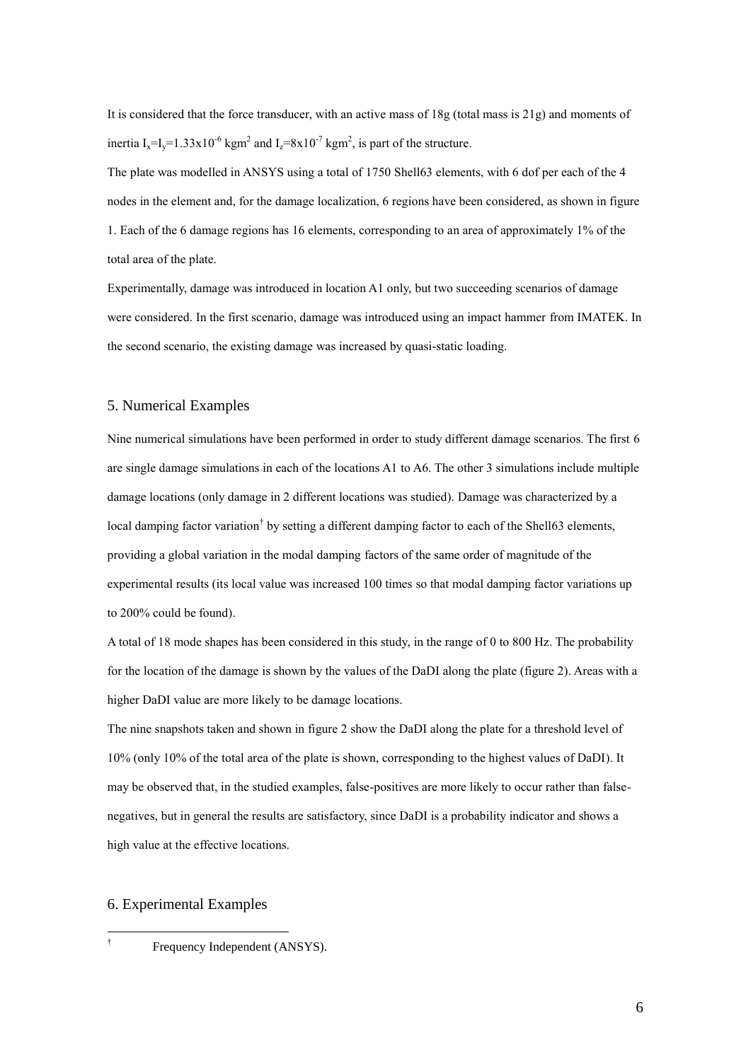It is considered that the force transducer, with an active mass of 18g (total mass is 21g) and moments of inertia $I_x=I_y=1.33\text{x}10^{-6}$ kgm$^2$ and $I_z=8\text{x}10^{-7}$ kgm$^2$, is part of the structure.

The plate was modelled in ANSYS using a total of 1750 Shell63 elements, with 6 dof per each of the 4 nodes in the element and, for the damage localization, 6 regions have been considered, as shown in figure 1. Each of the 6 damage regions has 16 elements, corresponding to an area of approximately 1% of the total area of the plate.

Experimentally, damage was introduced in location A1 only, but two succeeding scenarios of damage were considered. In the first scenario, damage was introduced using an impact hammer from IMATEK. In the second scenario, the existing damage was increased by quasi-static loading.

## 5. Numerical Examples

Nine numerical simulations have been performed in order to study different damage scenarios. The first 6 are single damage simulations in each of the locations A1 to A6. The other 3 simulations include multiple damage locations (only damage in 2 different locations was studied). Damage was characterized by a local damping factor variation[†] by setting a different damping factor to each of the Shell63 elements, providing a global variation in the modal damping factors of the same order of magnitude of the experimental results (its local value was increased 100 times so that modal damping factor variations up to 200% could be found).

A total of 18 mode shapes has been considered in this study, in the range of 0 to 800 Hz. The probability for the location of the damage is shown by the values of the DaDI along the plate (figure 2). Areas with a higher DaDI value are more likely to be damage locations.

The nine snapshots taken and shown in figure 2 show the DaDI along the plate for a threshold level of 10% (only 10% of the total area of the plate is shown, corresponding to the highest values of DaDI). It may be observed that, in the studied examples, false-positives are more likely to occur rather than false-negatives, but in general the results are satisfactory, since DaDI is a probability indicator and shows a high value at the effective locations.

## 6. Experimental Examples

[†] Frequency Independent (ANSYS).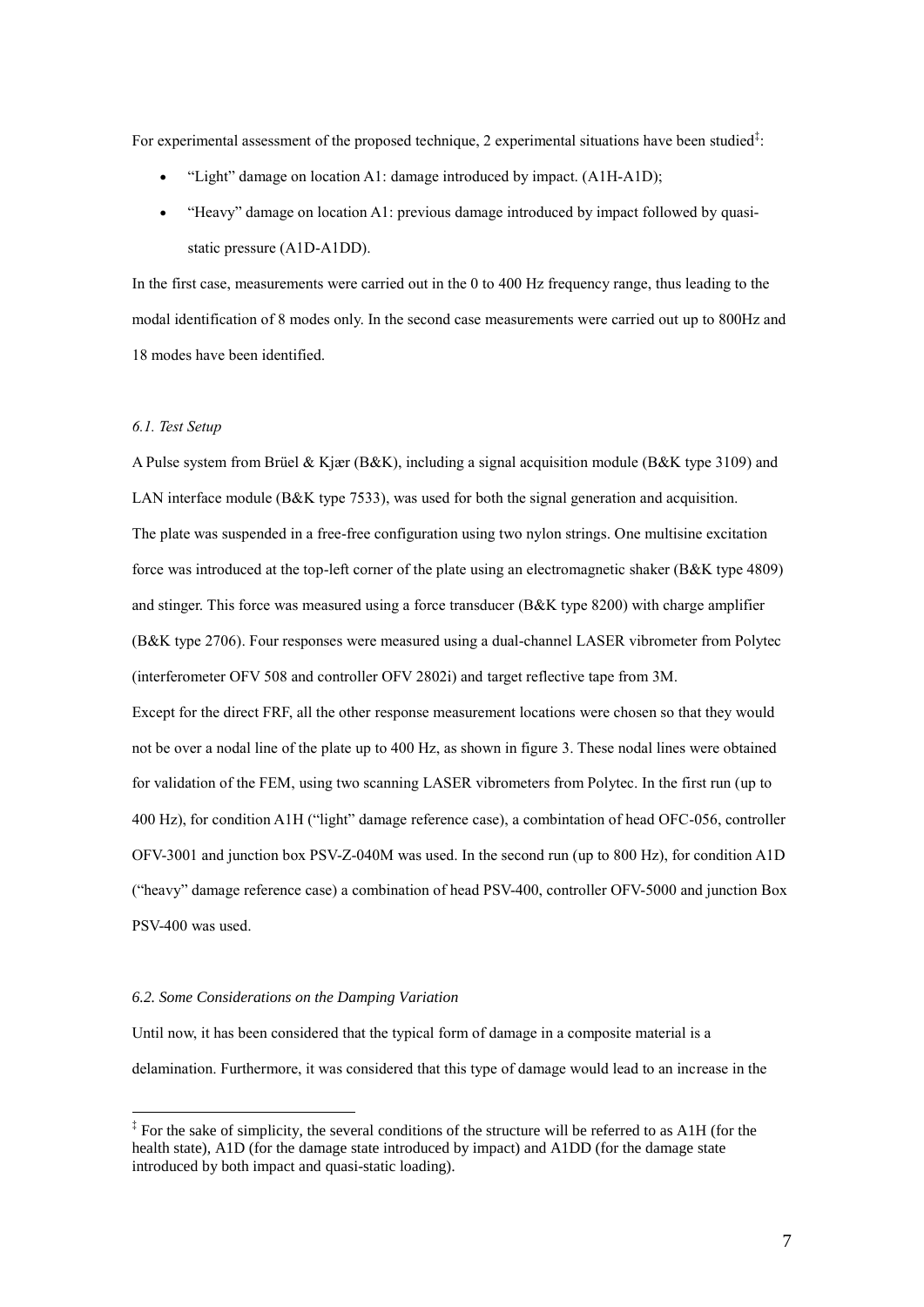For experimental assessment of the proposed technique, 2 experimental situations have been studied[‡]:

- "Light" damage on location A1: damage introduced by impact. (A1H-A1D);
- "Heavy" damage on location A1: previous damage introduced by impact followed by quasi-static pressure (A1D-A1DD).

In the first case, measurements were carried out in the 0 to 400 Hz frequency range, thus leading to the modal identification of 8 modes only. In the second case measurements were carried out up to 800Hz and 18 modes have been identified.

### *6.1. Test Setup*

A Pulse system from Brüel & Kjær (B&K), including a signal acquisition module (B&K type 3109) and LAN interface module (B&K type 7533), was used for both the signal generation and acquisition.
The plate was suspended in a free-free configuration using two nylon strings. One multisine excitation force was introduced at the top-left corner of the plate using an electromagnetic shaker (B&K type 4809) and stinger. This force was measured using a force transducer (B&K type 8200) with charge amplifier (B&K type 2706). Four responses were measured using a dual-channel LASER vibrometer from Polytec (interferometer OFV 508 and controller OFV 2802i) and target reflective tape from 3M.
Except for the direct FRF, all the other response measurement locations were chosen so that they would not be over a nodal line of the plate up to 400 Hz, as shown in figure 3. These nodal lines were obtained for validation of the FEM, using two scanning LASER vibrometers from Polytec. In the first run (up to 400 Hz), for condition A1H ("light" damage reference case), a combintation of head OFC-056, controller OFV-3001 and junction box PSV-Z-040M was used. In the second run (up to 800 Hz), for condition A1D ("heavy" damage reference case) a combination of head PSV-400, controller OFV-5000 and junction Box PSV-400 was used.

### *6.2. Some Considerations on the Damping Variation*

Until now, it has been considered that the typical form of damage in a composite material is a delamination. Furthermore, it was considered that this type of damage would lead to an increase in the

---

[‡] For the sake of simplicity, the several conditions of the structure will be referred to as A1H (for the health state), A1D (for the damage state introduced by impact) and A1DD (for the damage state introduced by both impact and quasi-static loading).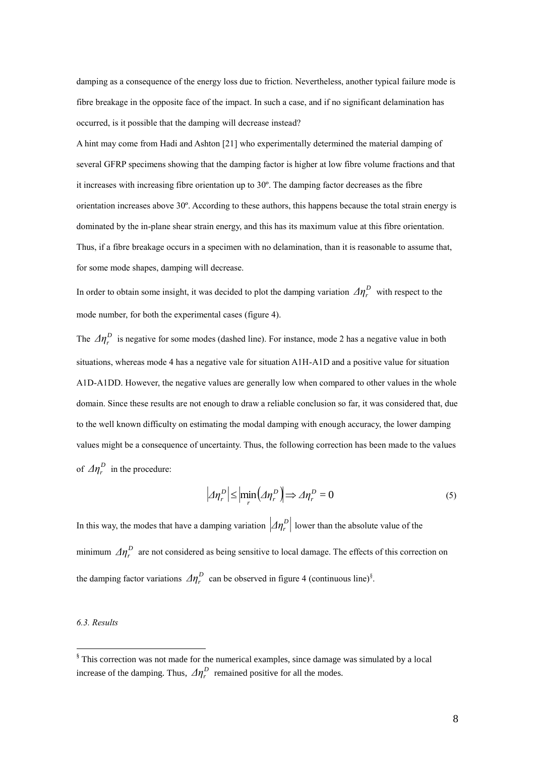damping as a consequence of the energy loss due to friction. Nevertheless, another typical failure mode is fibre breakage in the opposite face of the impact. In such a case, and if no significant delamination has occurred, is it possible that the damping will decrease instead?

A hint may come from Hadi and Ashton [21] who experimentally determined the material damping of several GFRP specimens showing that the damping factor is higher at low fibre volume fractions and that it increases with increasing fibre orientation up to 30º. The damping factor decreases as the fibre orientation increases above 30º. According to these authors, this happens because the total strain energy is dominated by the in-plane shear strain energy, and this has its maximum value at this fibre orientation. Thus, if a fibre breakage occurs in a specimen with no delamination, than it is reasonable to assume that, for some mode shapes, damping will decrease.

In order to obtain some insight, it was decided to plot the damping variation $\Delta\eta_r^D$ with respect to the mode number, for both the experimental cases (figure 4).

The $\Delta\eta_r^D$ is negative for some modes (dashed line). For instance, mode 2 has a negative value in both situations, whereas mode 4 has a negative vale for situation A1H-A1D and a positive value for situation A1D-A1DD. However, the negative values are generally low when compared to other values in the whole domain. Since these results are not enough to draw a reliable conclusion so far, it was considered that, due to the well known difficulty on estimating the modal damping with enough accuracy, the lower damping values might be a consequence of uncertainty. Thus, the following correction has been made to the values of $\Delta\eta_r^D$ in the procedure:

$$\left|\Delta\eta_r^D\right| \leq \left|\min_r\left(\Delta\eta_r^D\right)\right| \Rightarrow \Delta\eta_r^D = 0 \tag{5}$$

In this way, the modes that have a damping variation $\left|\Delta\eta_r^D\right|$ lower than the absolute value of the minimum $\Delta\eta_r^D$ are not considered as being sensitive to local damage. The effects of this correction on the damping factor variations $\Delta\eta_r^D$ can be observed in figure 4 (continuous line)[§].

*6.3. Results*

---

[§] This correction was not made for the numerical examples, since damage was simulated by a local increase of the damping. Thus, $\Delta\eta_r^D$ remained positive for all the modes.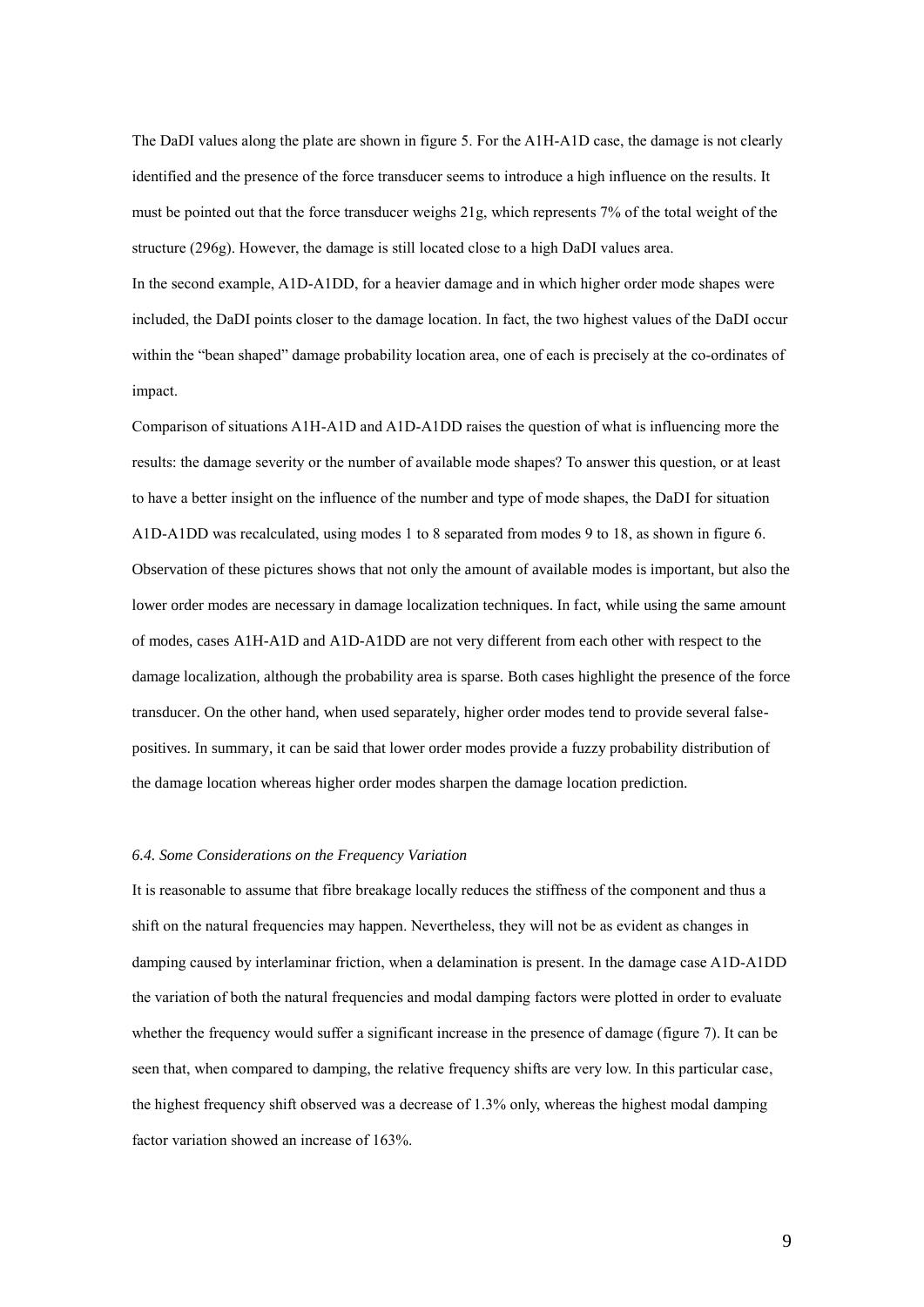The DaDI values along the plate are shown in figure 5. For the A1H-A1D case, the damage is not clearly identified and the presence of the force transducer seems to introduce a high influence on the results. It must be pointed out that the force transducer weighs 21g, which represents 7% of the total weight of the structure (296g). However, the damage is still located close to a high DaDI values area.

In the second example, A1D-A1DD, for a heavier damage and in which higher order mode shapes were included, the DaDI points closer to the damage location. In fact, the two highest values of the DaDI occur within the "bean shaped" damage probability location area, one of each is precisely at the co-ordinates of impact.

Comparison of situations A1H-A1D and A1D-A1DD raises the question of what is influencing more the results: the damage severity or the number of available mode shapes? To answer this question, or at least to have a better insight on the influence of the number and type of mode shapes, the DaDI for situation A1D-A1DD was recalculated, using modes 1 to 8 separated from modes 9 to 18, as shown in figure 6. Observation of these pictures shows that not only the amount of available modes is important, but also the lower order modes are necessary in damage localization techniques. In fact, while using the same amount of modes, cases A1H-A1D and A1D-A1DD are not very different from each other with respect to the damage localization, although the probability area is sparse. Both cases highlight the presence of the force transducer. On the other hand, when used separately, higher order modes tend to provide several false-positives. In summary, it can be said that lower order modes provide a fuzzy probability distribution of the damage location whereas higher order modes sharpen the damage location prediction.

### *6.4. Some Considerations on the Frequency Variation*

It is reasonable to assume that fibre breakage locally reduces the stiffness of the component and thus a shift on the natural frequencies may happen. Nevertheless, they will not be as evident as changes in damping caused by interlaminar friction, when a delamination is present. In the damage case A1D-A1DD the variation of both the natural frequencies and modal damping factors were plotted in order to evaluate whether the frequency would suffer a significant increase in the presence of damage (figure 7). It can be seen that, when compared to damping, the relative frequency shifts are very low. In this particular case, the highest frequency shift observed was a decrease of 1.3% only, whereas the highest modal damping factor variation showed an increase of 163%.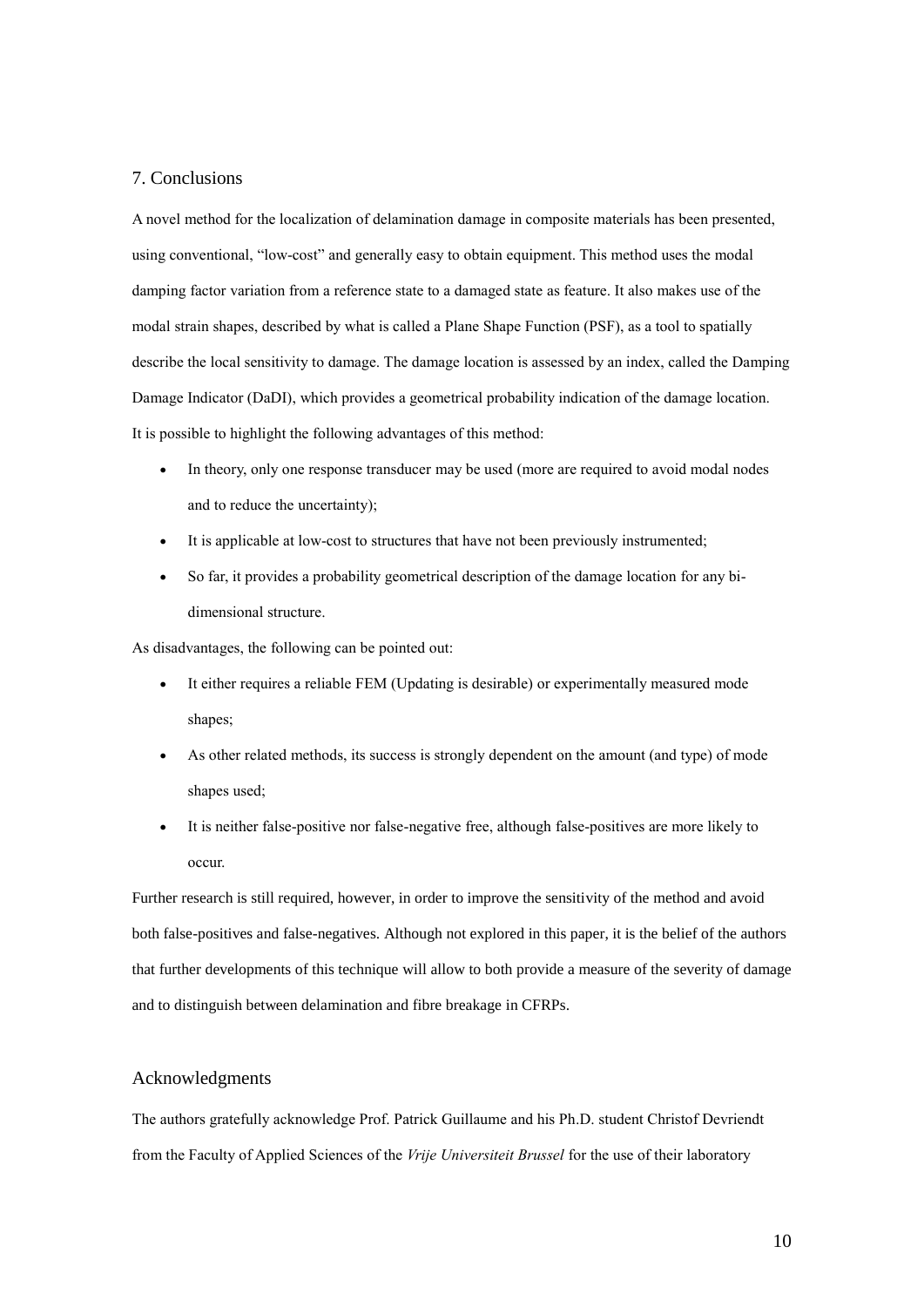## 7. Conclusions

A novel method for the localization of delamination damage in composite materials has been presented, using conventional, "low-cost" and generally easy to obtain equipment. This method uses the modal damping factor variation from a reference state to a damaged state as feature. It also makes use of the modal strain shapes, described by what is called a Plane Shape Function (PSF), as a tool to spatially describe the local sensitivity to damage. The damage location is assessed by an index, called the Damping Damage Indicator (DaDI), which provides a geometrical probability indication of the damage location. It is possible to highlight the following advantages of this method:

- In theory, only one response transducer may be used (more are required to avoid modal nodes and to reduce the uncertainty);
- It is applicable at low-cost to structures that have not been previously instrumented;
- So far, it provides a probability geometrical description of the damage location for any bi-dimensional structure.

As disadvantages, the following can be pointed out:

- It either requires a reliable FEM (Updating is desirable) or experimentally measured mode shapes;
- As other related methods, its success is strongly dependent on the amount (and type) of mode shapes used;
- It is neither false-positive nor false-negative free, although false-positives are more likely to occur.

Further research is still required, however, in order to improve the sensitivity of the method and avoid both false-positives and false-negatives. Although not explored in this paper, it is the belief of the authors that further developments of this technique will allow to both provide a measure of the severity of damage and to distinguish between delamination and fibre breakage in CFRPs.

## Acknowledgments

The authors gratefully acknowledge Prof. Patrick Guillaume and his Ph.D. student Christof Devriendt from the Faculty of Applied Sciences of the *Vrije Universiteit Brussel* for the use of their laboratory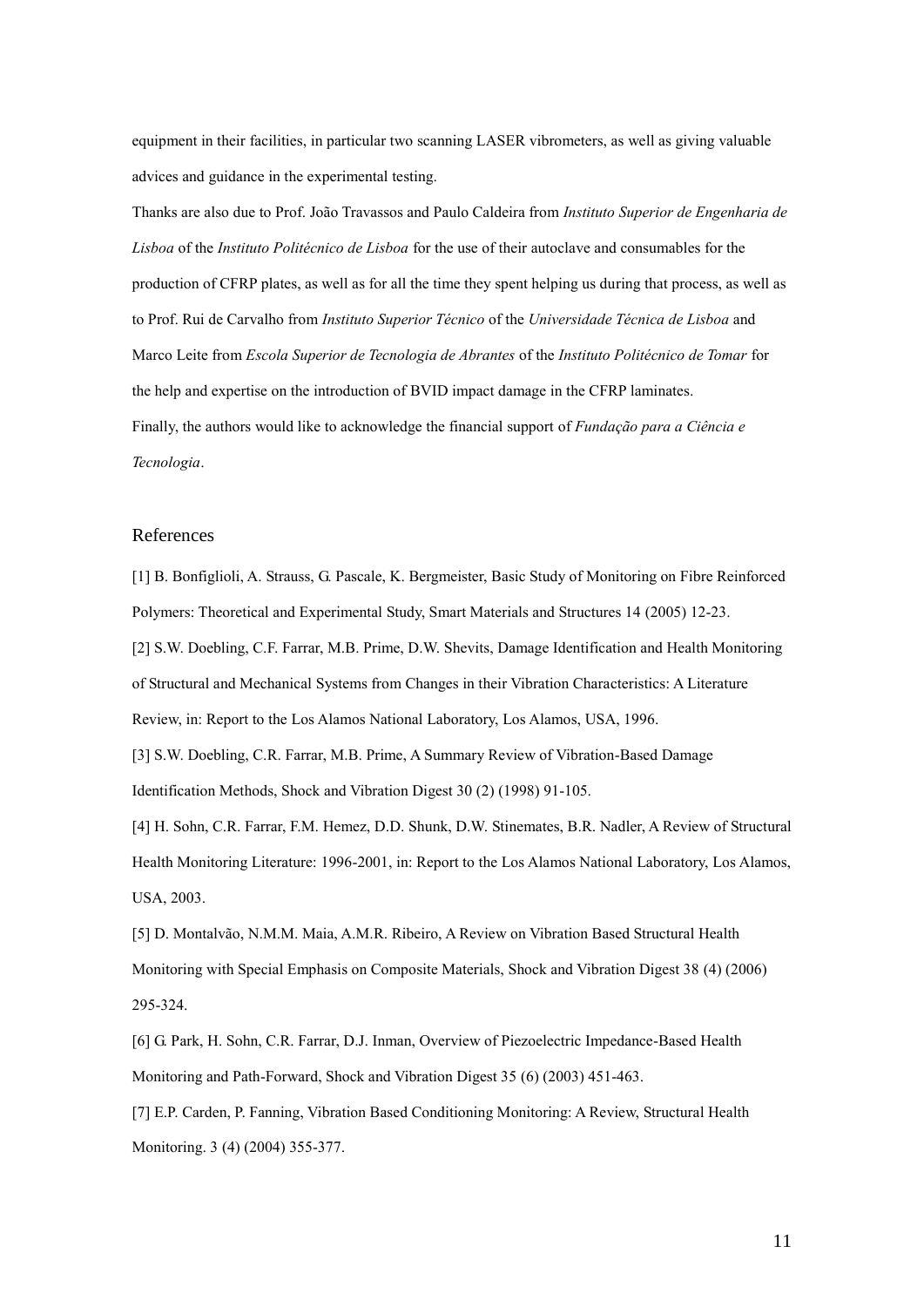equipment in their facilities, in particular two scanning LASER vibrometers, as well as giving valuable advices and guidance in the experimental testing.

Thanks are also due to Prof. João Travassos and Paulo Caldeira from *Instituto Superior de Engenharia de Lisboa* of the *Instituto Politécnico de Lisboa* for the use of their autoclave and consumables for the production of CFRP plates, as well as for all the time they spent helping us during that process, as well as to Prof. Rui de Carvalho from *Instituto Superior Técnico* of the *Universidade Técnica de Lisboa* and Marco Leite from *Escola Superior de Tecnologia de Abrantes* of the *Instituto Politécnico de Tomar* for the help and expertise on the introduction of BVID impact damage in the CFRP laminates.

Finally, the authors would like to acknowledge the financial support of *Fundação para a Ciência e Tecnologia*.

## References

[1] B. Bonfiglioli, A. Strauss, G. Pascale, K. Bergmeister, Basic Study of Monitoring on Fibre Reinforced Polymers: Theoretical and Experimental Study, Smart Materials and Structures 14 (2005) 12-23.

[2] S.W. Doebling, C.F. Farrar, M.B. Prime, D.W. Shevits, Damage Identification and Health Monitoring of Structural and Mechanical Systems from Changes in their Vibration Characteristics: A Literature Review, in: Report to the Los Alamos National Laboratory, Los Alamos, USA, 1996.

[3] S.W. Doebling, C.R. Farrar, M.B. Prime, A Summary Review of Vibration-Based Damage Identification Methods, Shock and Vibration Digest 30 (2) (1998) 91-105.

[4] H. Sohn, C.R. Farrar, F.M. Hemez, D.D. Shunk, D.W. Stinemates, B.R. Nadler, A Review of Structural Health Monitoring Literature: 1996-2001, in: Report to the Los Alamos National Laboratory, Los Alamos, USA, 2003.

[5] D. Montalvão, N.M.M. Maia, A.M.R. Ribeiro, A Review on Vibration Based Structural Health Monitoring with Special Emphasis on Composite Materials, Shock and Vibration Digest 38 (4) (2006) 295-324.

[6] G. Park, H. Sohn, C.R. Farrar, D.J. Inman, Overview of Piezoelectric Impedance-Based Health Monitoring and Path-Forward, Shock and Vibration Digest 35 (6) (2003) 451-463.

[7] E.P. Carden, P. Fanning, Vibration Based Conditioning Monitoring: A Review, Structural Health Monitoring. 3 (4) (2004) 355-377.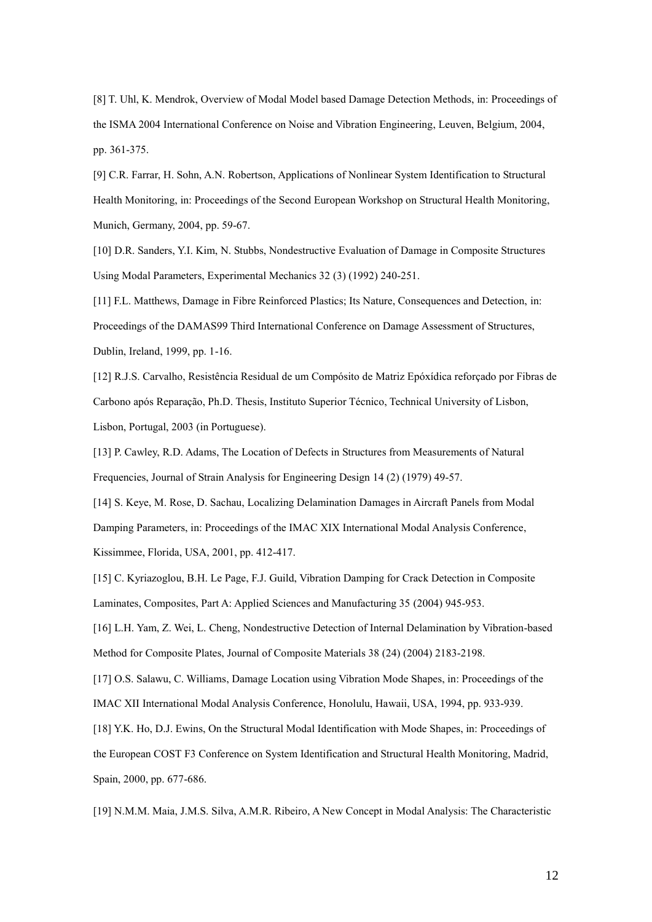[8] T. Uhl, K. Mendrok, Overview of Modal Model based Damage Detection Methods, in: Proceedings of the ISMA 2004 International Conference on Noise and Vibration Engineering, Leuven, Belgium, 2004, pp. 361-375.

[9] C.R. Farrar, H. Sohn, A.N. Robertson, Applications of Nonlinear System Identification to Structural Health Monitoring, in: Proceedings of the Second European Workshop on Structural Health Monitoring, Munich, Germany, 2004, pp. 59-67.

[10] D.R. Sanders, Y.I. Kim, N. Stubbs, Nondestructive Evaluation of Damage in Composite Structures Using Modal Parameters, Experimental Mechanics 32 (3) (1992) 240-251.

[11] F.L. Matthews, Damage in Fibre Reinforced Plastics; Its Nature, Consequences and Detection, in: Proceedings of the DAMAS99 Third International Conference on Damage Assessment of Structures, Dublin, Ireland, 1999, pp. 1-16.

[12] R.J.S. Carvalho, Resistência Residual de um Compósito de Matriz Epóxídica reforçado por Fibras de Carbono após Reparação, Ph.D. Thesis, Instituto Superior Técnico, Technical University of Lisbon, Lisbon, Portugal, 2003 (in Portuguese).

[13] P. Cawley, R.D. Adams, The Location of Defects in Structures from Measurements of Natural Frequencies, Journal of Strain Analysis for Engineering Design 14 (2) (1979) 49-57.

[14] S. Keye, M. Rose, D. Sachau, Localizing Delamination Damages in Aircraft Panels from Modal Damping Parameters, in: Proceedings of the IMAC XIX International Modal Analysis Conference, Kissimmee, Florida, USA, 2001, pp. 412-417.

[15] C. Kyriazoglou, B.H. Le Page, F.J. Guild, Vibration Damping for Crack Detection in Composite Laminates, Composites, Part A: Applied Sciences and Manufacturing 35 (2004) 945-953.

[16] L.H. Yam, Z. Wei, L. Cheng, Nondestructive Detection of Internal Delamination by Vibration-based Method for Composite Plates, Journal of Composite Materials 38 (24) (2004) 2183-2198.

[17] O.S. Salawu, C. Williams, Damage Location using Vibration Mode Shapes, in: Proceedings of the IMAC XII International Modal Analysis Conference, Honolulu, Hawaii, USA, 1994, pp. 933-939.

[18] Y.K. Ho, D.J. Ewins, On the Structural Modal Identification with Mode Shapes, in: Proceedings of the European COST F3 Conference on System Identification and Structural Health Monitoring, Madrid, Spain, 2000, pp. 677-686.

[19] N.M.M. Maia, J.M.S. Silva, A.M.R. Ribeiro, A New Concept in Modal Analysis: The Characteristic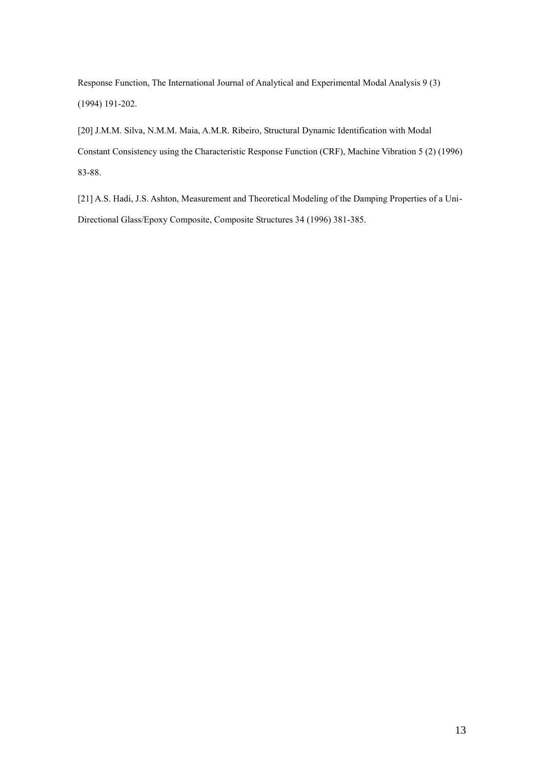Response Function, The International Journal of Analytical and Experimental Modal Analysis 9 (3) (1994) 191-202.

[20] J.M.M. Silva, N.M.M. Maia, A.M.R. Ribeiro, Structural Dynamic Identification with Modal Constant Consistency using the Characteristic Response Function (CRF), Machine Vibration 5 (2) (1996) 83-88.

[21] A.S. Hadi, J.S. Ashton, Measurement and Theoretical Modeling of the Damping Properties of a Uni-Directional Glass/Epoxy Composite, Composite Structures 34 (1996) 381-385.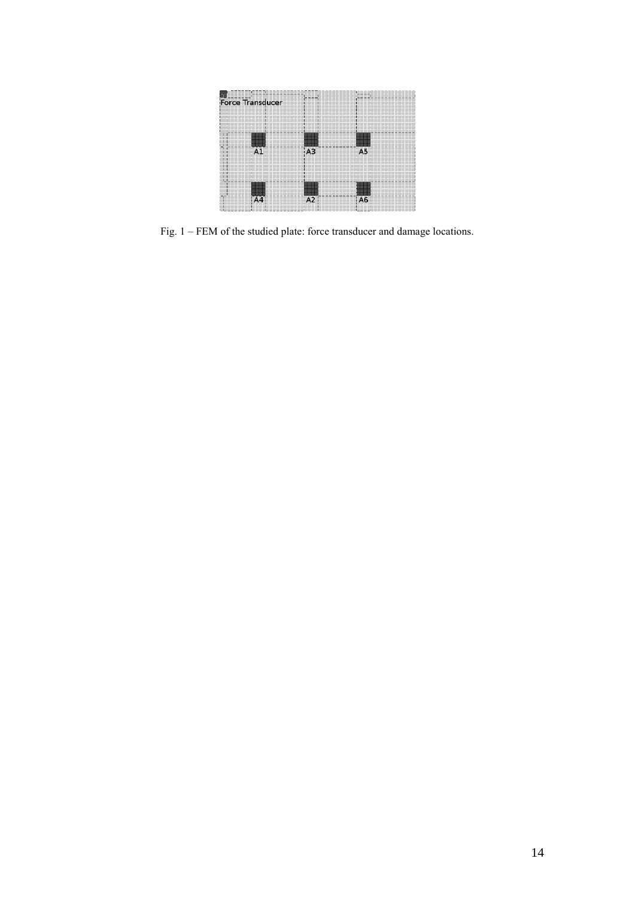Fig. 1 – FEM of the studied plate: force transducer and damage locations.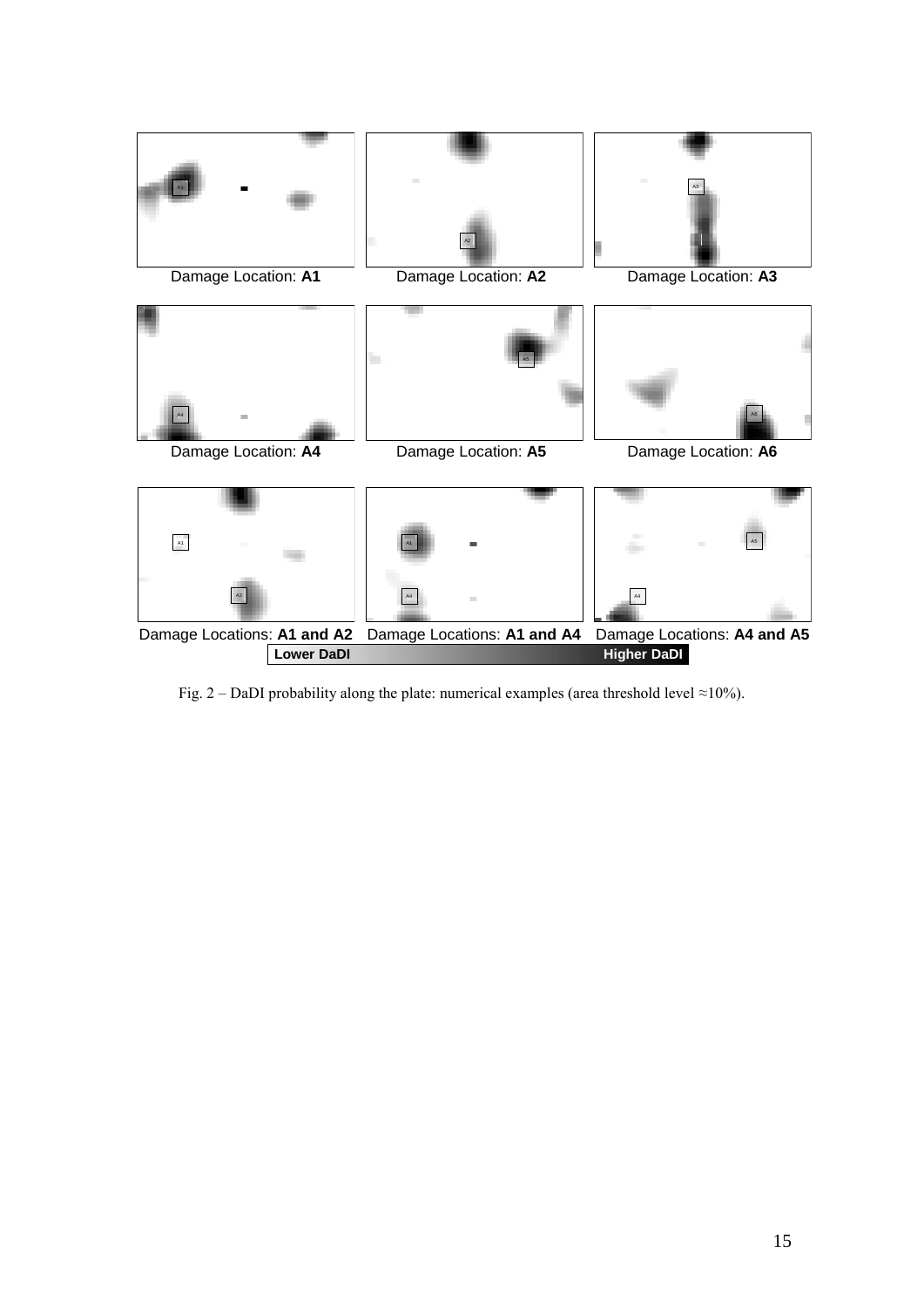Damage Location: **A1**

Damage Location: **A2**

Damage Location: **A3**

Damage Location: **A4**

Damage Location: **A5**

Damage Location: **A6**

Damage Locations: **A1 and A2**

Damage Locations: **A1 and A4**

Damage Locations: **A4 and A5**

**Lower DaDI** **Higher DaDI**

Fig. 2 – DaDI probability along the plate: numerical examples (area threshold level ≈10%).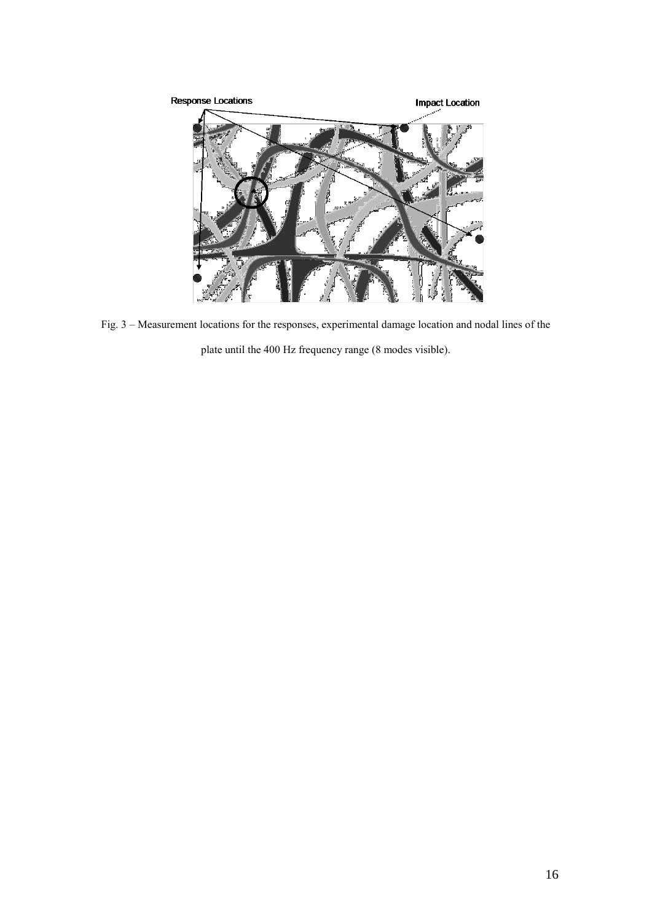Fig. 3 – Measurement locations for the responses, experimental damage location and nodal lines of the plate until the 400 Hz frequency range (8 modes visible).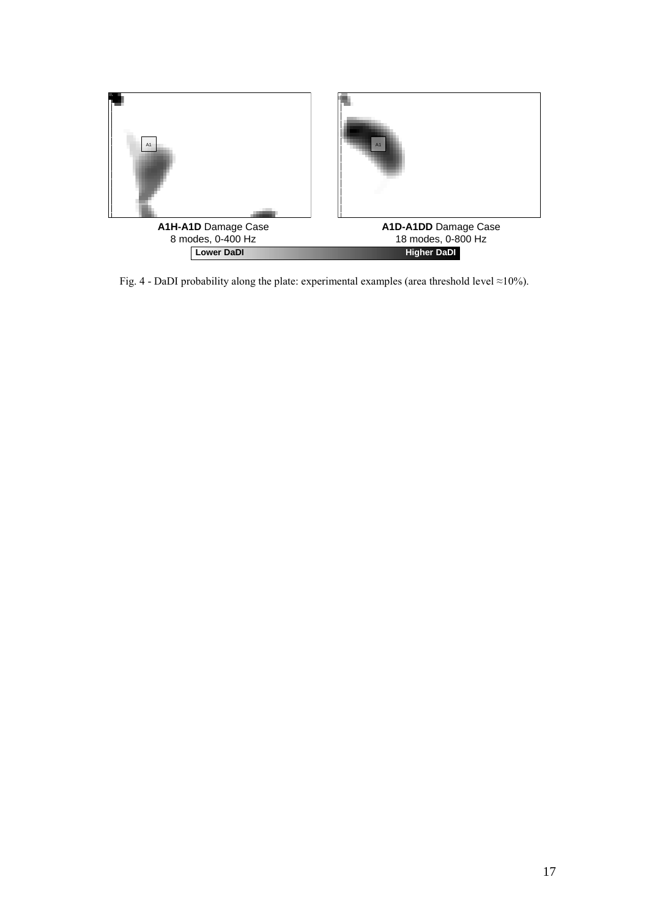**A1H-A1D** Damage Case
8 modes, 0-400 Hz

**A1D-A1DD** Damage Case
18 modes, 0-800 Hz

**Lower DaDI** **Higher DaDI**

Fig. 4 - DaDI probability along the plate: experimental examples (area threshold level ≈10%).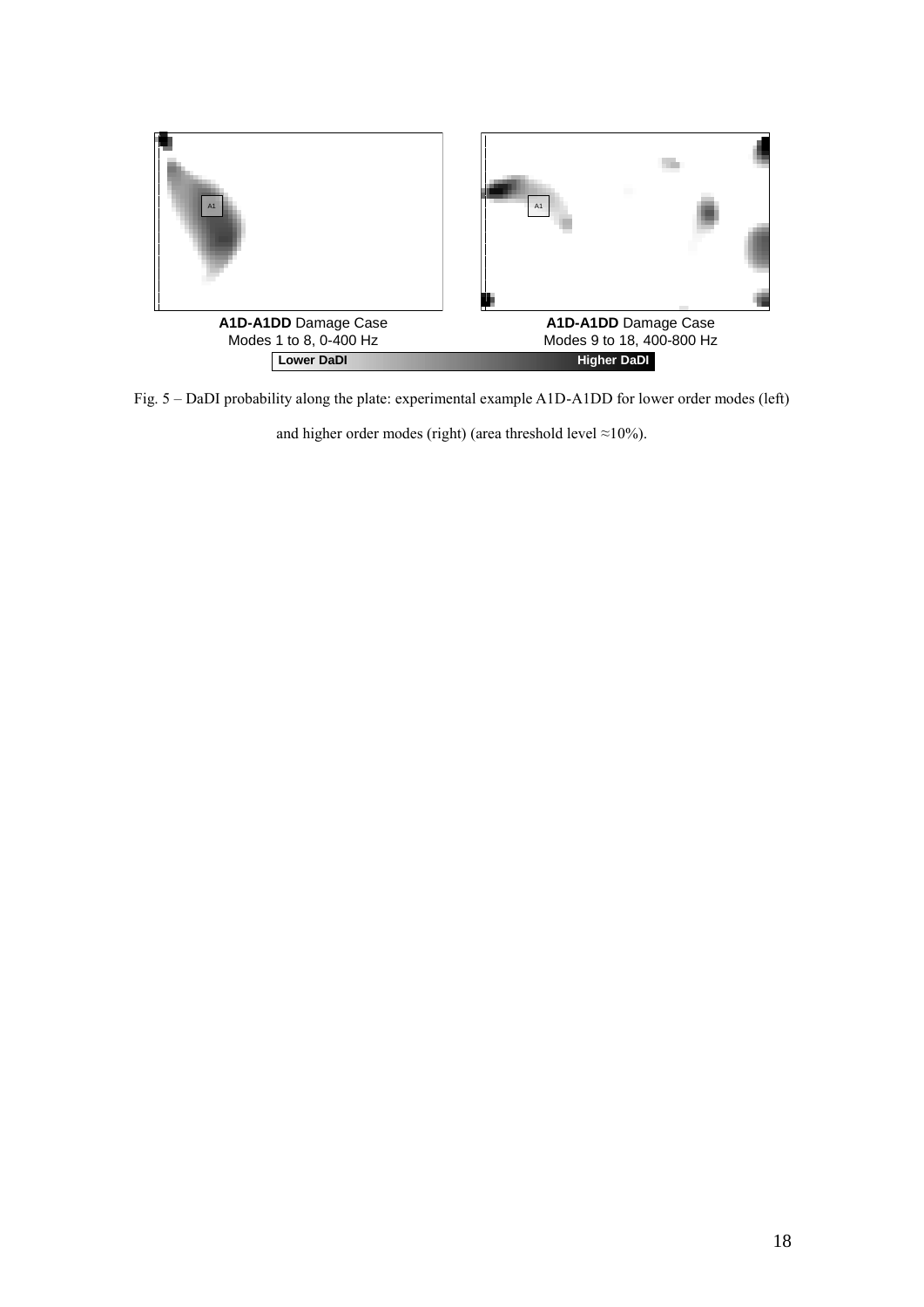A1D-A1DD Damage Case
Modes 1 to 8, 0-400 Hz

A1D-A1DD Damage Case
Modes 9 to 18, 400-800 Hz

Lower DaDI — Higher DaDI

Fig. 5 – DaDI probability along the plate: experimental example A1D-A1DD for lower order modes (left) and higher order modes (right) (area threshold level ≈10%).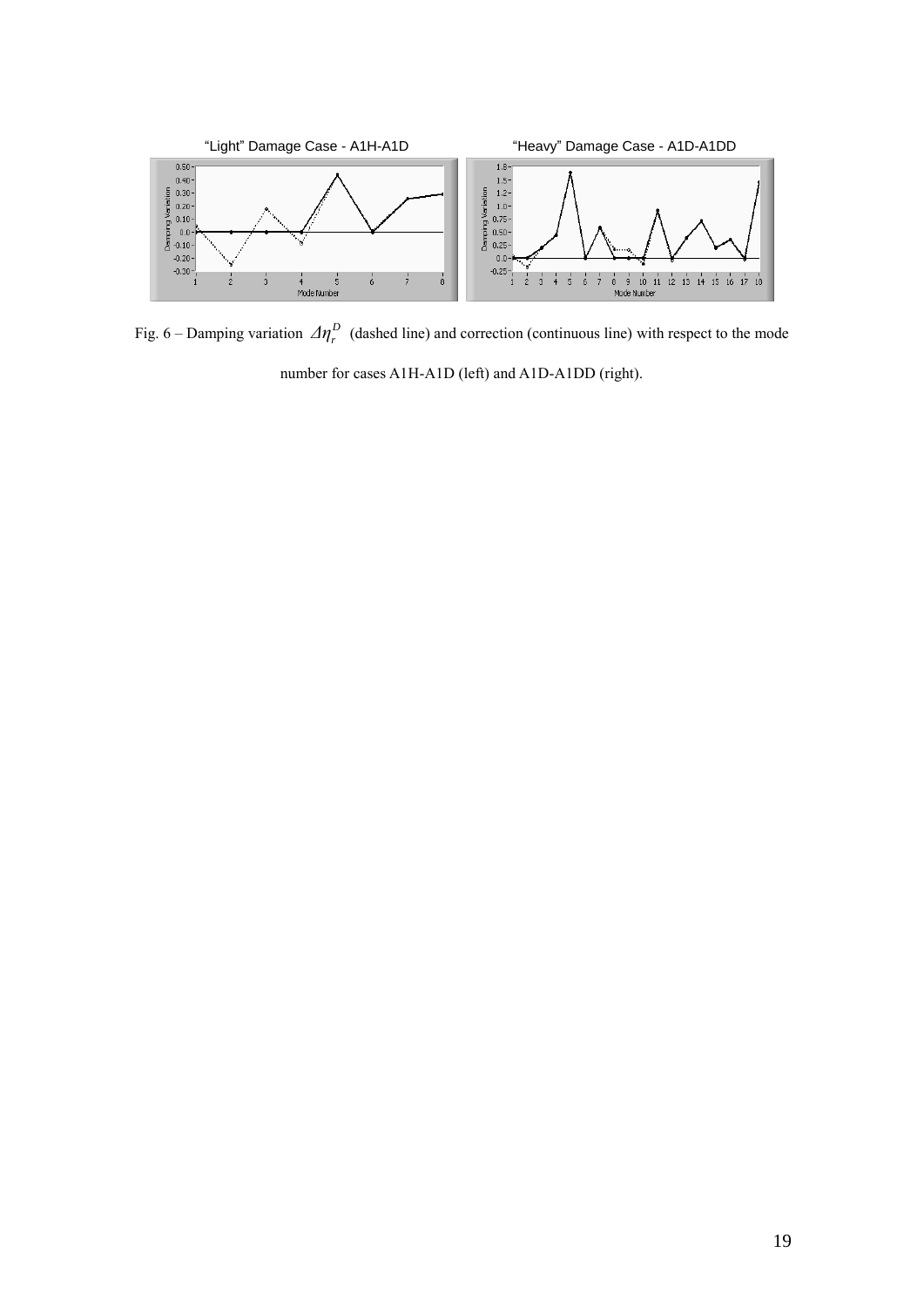Fig. 6 – Damping variation $\Delta\eta_r^D$ (dashed line) and correction (continuous line) with respect to the mode number for cases A1H-A1D (left) and A1D-A1DD (right).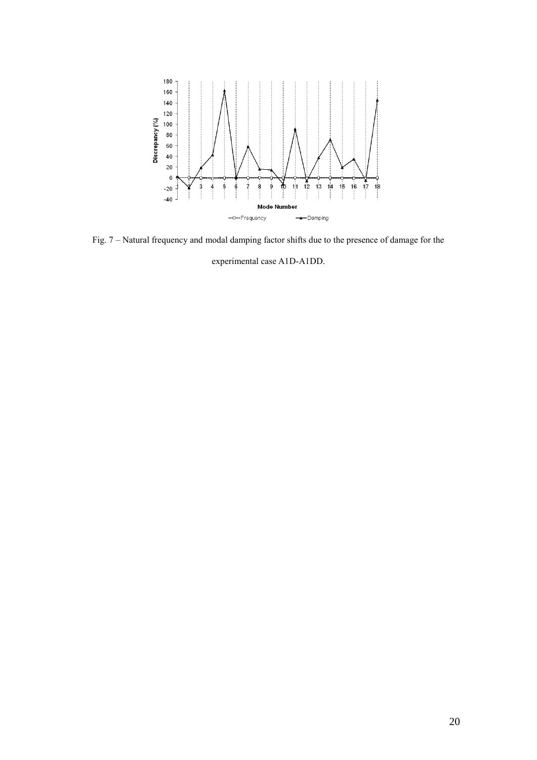180
160
140
120
100
80
60
40
20
0
-20
-40

Discrepancy (%)

1 2 3 4 5 6 7 8 9 10 11 12 13 14 15 16 17 18

Mode Number

Frequency
Damping

Fig. 7 – Natural frequency and modal damping factor shifts due to the presence of damage for the experimental case A1D-A1DD.